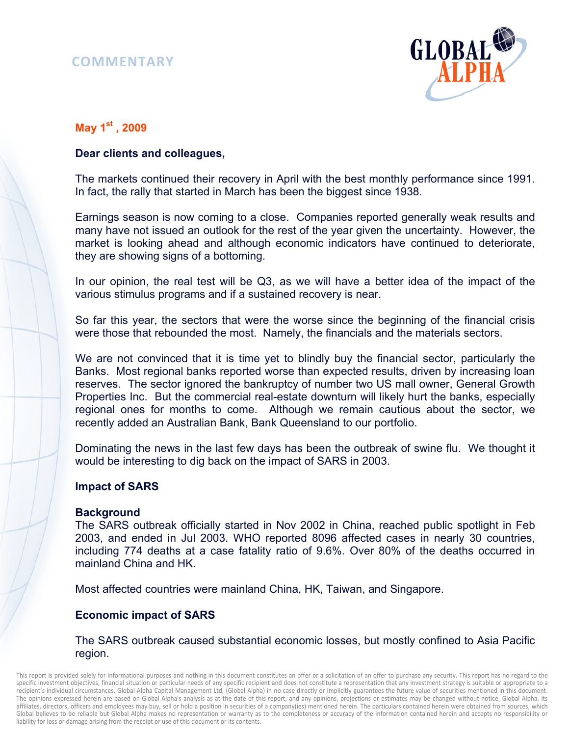# COMMENTARY

**May 1st, 2009**

**Dear clients and colleagues,**

The markets continued their recovery in April with the best monthly performance since 1991. In fact, the rally that started in March has been the biggest since 1938.

Earnings season is now coming to a close. Companies reported generally weak results and many have not issued an outlook for the rest of the year given the uncertainty. However, the market is looking ahead and although economic indicators have continued to deteriorate, they are showing signs of a bottoming.

In our opinion, the real test will be Q3, as we will have a better idea of the impact of the various stimulus programs and if a sustained recovery is near.

So far this year, the sectors that were the worse since the beginning of the financial crisis were those that rebounded the most. Namely, the financials and the materials sectors.

We are not convinced that it is time yet to blindly buy the financial sector, particularly the Banks. Most regional banks reported worse than expected results, driven by increasing loan reserves. The sector ignored the bankruptcy of number two US mall owner, General Growth Properties Inc. But the commercial real-estate downturn will likely hurt the banks, especially regional ones for months to come. Although we remain cautious about the sector, we recently added an Australian Bank, Bank Queensland to our portfolio.

Dominating the news in the last few days has been the outbreak of swine flu. We thought it would be interesting to dig back on the impact of SARS in 2003.

## Impact of SARS

### Background

The SARS outbreak officially started in Nov 2002 in China, reached public spotlight in Feb 2003, and ended in Jul 2003. WHO reported 8096 affected cases in nearly 30 countries, including 774 deaths at a case fatality ratio of 9.6%. Over 80% of the deaths occurred in mainland China and HK.

Most affected countries were mainland China, HK, Taiwan, and Singapore.

### Economic impact of SARS

The SARS outbreak caused substantial economic losses, but mostly confined to Asia Pacific region.

This report is provided solely for informational purposes and nothing in this document constitutes an offer or a solicitation of an offer to purchase any security. This report has no regard to the specific investment objectives, financial situation or particular needs of any specific recipient and does not constitute a representation that any investment strategy is suitable or appropriate to a recipient's individual circumstances. Global Alpha Capital Management Ltd. (Global Alpha) in no case directly or implicitly guarantees the future value of securities mentioned in this document. The opinions expressed herein are based on Global Alpha's analysis as at the date of this report, and any opinions, projections or estimates may be changed without notice. Global Alpha, its affiliates, directors, officers and employees may buy, sell or hold a position in securities of a company(ies) mentioned herein. The particulars contained herein were obtained from sources, which Global believes to be reliable but Global Alpha makes no representation or warranty as to the completeness or accuracy of the information contained herein and accepts no responsibility or liability for loss or damage arising from the receipt or use of this document or its contents.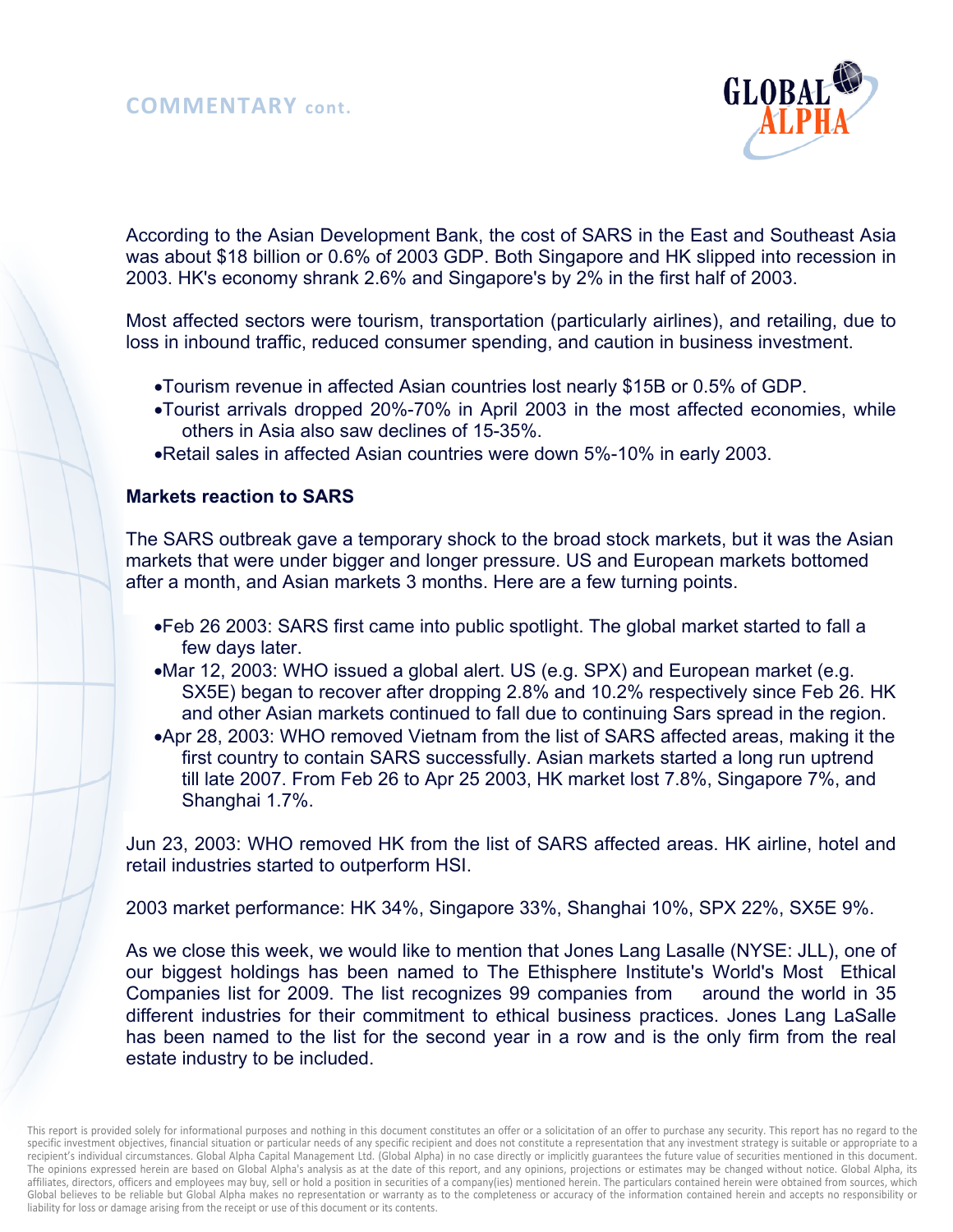According to the Asian Development Bank, the cost of SARS in the East and Southeast Asia was about $18 billion or 0.6% of 2003 GDP. Both Singapore and HK slipped into recession in 2003. HK's economy shrank 2.6% and Singapore's by 2% in the first half of 2003.

Most affected sectors were tourism, transportation (particularly airlines), and retailing, due to loss in inbound traffic, reduced consumer spending, and caution in business investment.

- Tourism revenue in affected Asian countries lost nearly $15B or 0.5% of GDP.
- Tourist arrivals dropped 20%-70% in April 2003 in the most affected economies, while others in Asia also saw declines of 15-35%.
- Retail sales in affected Asian countries were down 5%-10% in early 2003.

**Markets reaction to SARS**

The SARS outbreak gave a temporary shock to the broad stock markets, but it was the Asian markets that were under bigger and longer pressure. US and European markets bottomed after a month, and Asian markets 3 months. Here are a few turning points.

- Feb 26 2003: SARS first came into public spotlight. The global market started to fall a few days later.
- Mar 12, 2003: WHO issued a global alert. US (e.g. SPX) and European market (e.g. SX5E) began to recover after dropping 2.8% and 10.2% respectively since Feb 26. HK and other Asian markets continued to fall due to continuing Sars spread in the region.
- Apr 28, 2003: WHO removed Vietnam from the list of SARS affected areas, making it the first country to contain SARS successfully. Asian markets started a long run uptrend till late 2007. From Feb 26 to Apr 25 2003, HK market lost 7.8%, Singapore 7%, and Shanghai 1.7%.

Jun 23, 2003: WHO removed HK from the list of SARS affected areas. HK airline, hotel and retail industries started to outperform HSI.

2003 market performance: HK 34%, Singapore 33%, Shanghai 10%, SPX 22%, SX5E 9%.

As we close this week, we would like to mention that Jones Lang Lasalle (NYSE: JLL), one of our biggest holdings has been named to The Ethisphere Institute's World's Most Ethical Companies list for 2009. The list recognizes 99 companies from around the world in 35 different industries for their commitment to ethical business practices. Jones Lang LaSalle has been named to the list for the second year in a row and is the only firm from the real estate industry to be included.

This report is provided solely for informational purposes and nothing in this document constitutes an offer or a solicitation of an offer to purchase any security. This report has no regard to the specific investment objectives, financial situation or particular needs of any specific recipient and does not constitute a representation that any investment strategy is suitable or appropriate to a recipient's individual circumstances. Global Alpha Capital Management Ltd. (Global Alpha) in no case directly or implicitly guarantees the future value of securities mentioned in this document. The opinions expressed herein are based on Global Alpha's analysis as at the date of this report, and any opinions, projections or estimates may be changed without notice. Global Alpha, its affiliates, directors, officers and employees may buy, sell or hold a position in securities of a company(ies) mentioned herein. The particulars contained herein were obtained from sources, which Global believes to be reliable but Global Alpha makes no representation or warranty as to the completeness or accuracy of the information contained herein and accepts no responsibility or liability for loss or damage arising from the receipt or use of this document or its contents.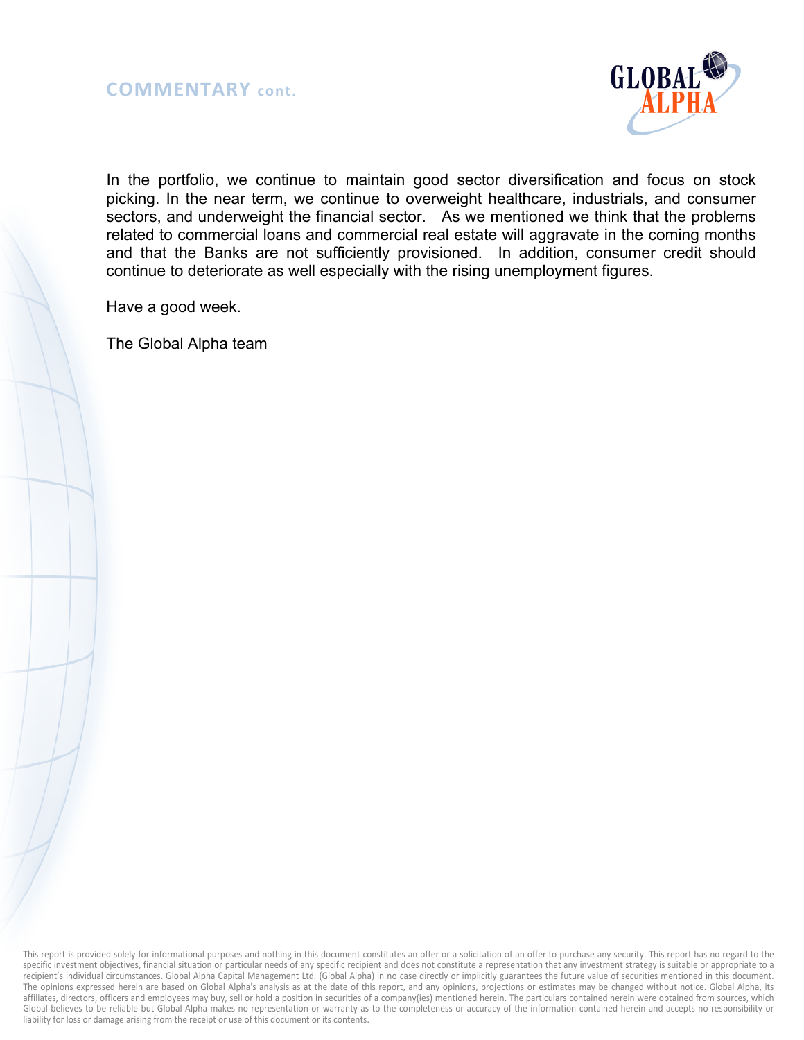## COMMENTARY cont.

In the portfolio, we continue to maintain good sector diversification and focus on stock picking. In the near term, we continue to overweight healthcare, industrials, and consumer sectors, and underweight the financial sector. As we mentioned we think that the problems related to commercial loans and commercial real estate will aggravate in the coming months and that the Banks are not sufficiently provisioned. In addition, consumer credit should continue to deteriorate as well especially with the rising unemployment figures.

Have a good week.

The Global Alpha team

This report is provided solely for informational purposes and nothing in this document constitutes an offer or a solicitation of an offer to purchase any security. This report has no regard to the specific investment objectives, financial situation or particular needs of any specific recipient and does not constitute a representation that any investment strategy is suitable or appropriate to a recipient's individual circumstances. Global Alpha Capital Management Ltd. (Global Alpha) in no case directly or implicitly guarantees the future value of securities mentioned in this document. The opinions expressed herein are based on Global Alpha's analysis as at the date of this report, and any opinions, projections or estimates may be changed without notice. Global Alpha, its affiliates, directors, officers and employees may buy, sell or hold a position in securities of a company(ies) mentioned herein. The particulars contained herein were obtained from sources, which Global believes to be reliable but Global Alpha makes no representation or warranty as to the completeness or accuracy of the information contained herein and accepts no responsibility or liability for loss or damage arising from the receipt or use of this document or its contents.